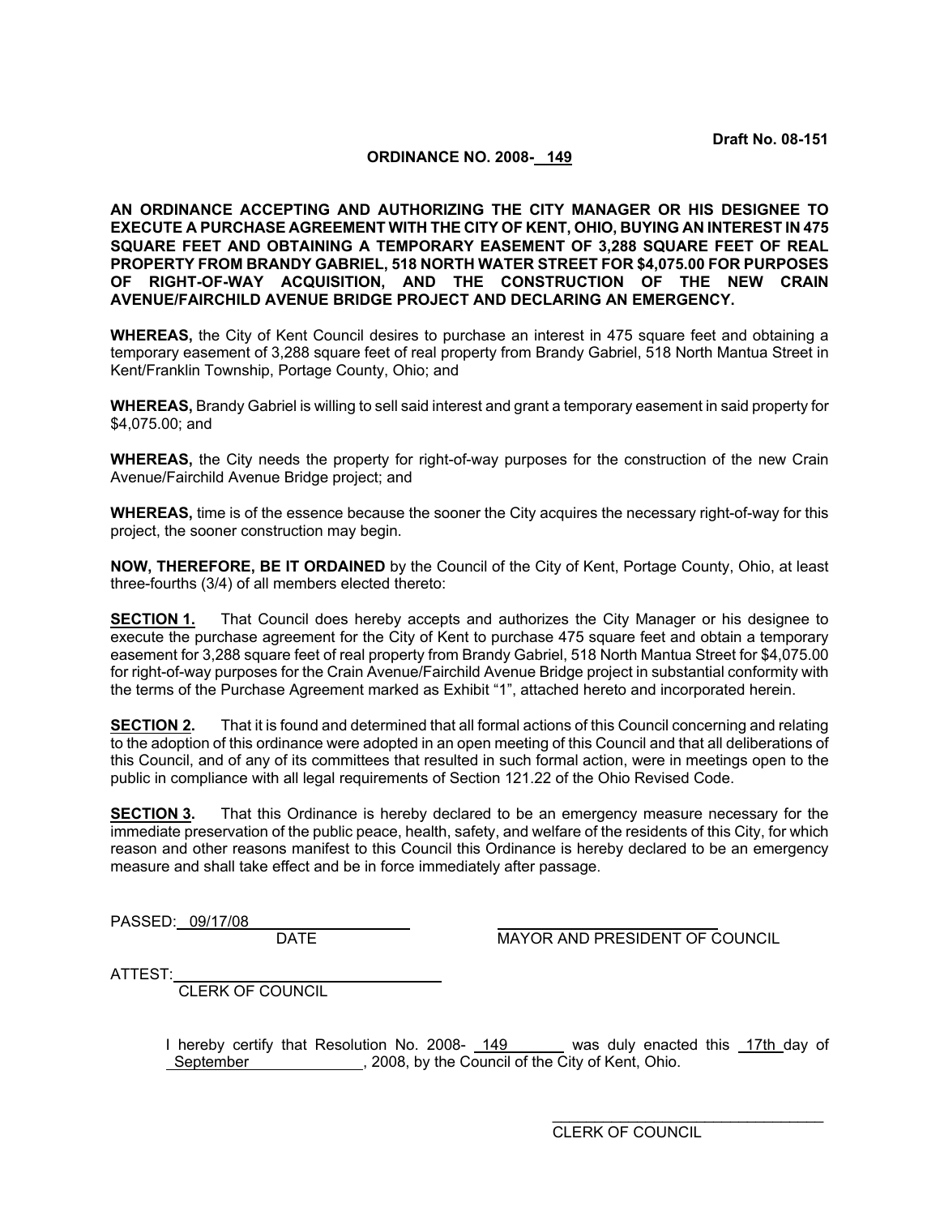**Draft No. 08-151**

**ORDINANCE NO. 2008- 149**

**AN ORDINANCE ACCEPTING AND AUTHORIZING THE CITY MANAGER OR HIS DESIGNEE TO EXECUTE A PURCHASE AGREEMENT WITH THE CITY OF KENT, OHIO, BUYING AN INTEREST IN 475 SQUARE FEET AND OBTAINING A TEMPORARY EASEMENT OF 3,288 SQUARE FEET OF REAL PROPERTY FROM BRANDY GABRIEL, 518 NORTH WATER STREET FOR $4,075.00 FOR PURPOSES OF RIGHT-OF-WAY ACQUISITION, AND THE CONSTRUCTION OF THE NEW CRAIN AVENUE/FAIRCHILD AVENUE BRIDGE PROJECT AND DECLARING AN EMERGENCY.**

**WHEREAS,** the City of Kent Council desires to purchase an interest in 475 square feet and obtaining a temporary easement of 3,288 square feet of real property from Brandy Gabriel, 518 North Mantua Street in Kent/Franklin Township, Portage County, Ohio; and

**WHEREAS,** Brandy Gabriel is willing to sell said interest and grant a temporary easement in said property for $4,075.00; and

**WHEREAS,** the City needs the property for right-of-way purposes for the construction of the new Crain Avenue/Fairchild Avenue Bridge project; and

**WHEREAS,** time is of the essence because the sooner the City acquires the necessary right-of-way for this project, the sooner construction may begin.

**NOW, THEREFORE, BE IT ORDAINED** by the Council of the City of Kent, Portage County, Ohio, at least three-fourths (3/4) of all members elected thereto:

**SECTION 1.** That Council does hereby accepts and authorizes the City Manager or his designee to execute the purchase agreement for the City of Kent to purchase 475 square feet and obtain a temporary easement for 3,288 square feet of real property from Brandy Gabriel, 518 North Mantua Street for $4,075.00 for right-of-way purposes for the Crain Avenue/Fairchild Avenue Bridge project in substantial conformity with the terms of the Purchase Agreement marked as Exhibit "1", attached hereto and incorporated herein.

**SECTION 2.** That it is found and determined that all formal actions of this Council concerning and relating to the adoption of this ordinance were adopted in an open meeting of this Council and that all deliberations of this Council, and of any of its committees that resulted in such formal action, were in meetings open to the public in compliance with all legal requirements of Section 121.22 of the Ohio Revised Code.

**SECTION 3.** That this Ordinance is hereby declared to be an emergency measure necessary for the immediate preservation of the public peace, health, safety, and welfare of the residents of this City, for which reason and other reasons manifest to this Council this Ordinance is hereby declared to be an emergency measure and shall take effect and be in force immediately after passage.

PASSED: 09/17/08
DATE

MAYOR AND PRESIDENT OF COUNCIL

ATTEST:
CLERK OF COUNCIL

I hereby certify that Resolution No. 2008- 149 was duly enacted this 17th day of September, 2008, by the Council of the City of Kent, Ohio.

CLERK OF COUNCIL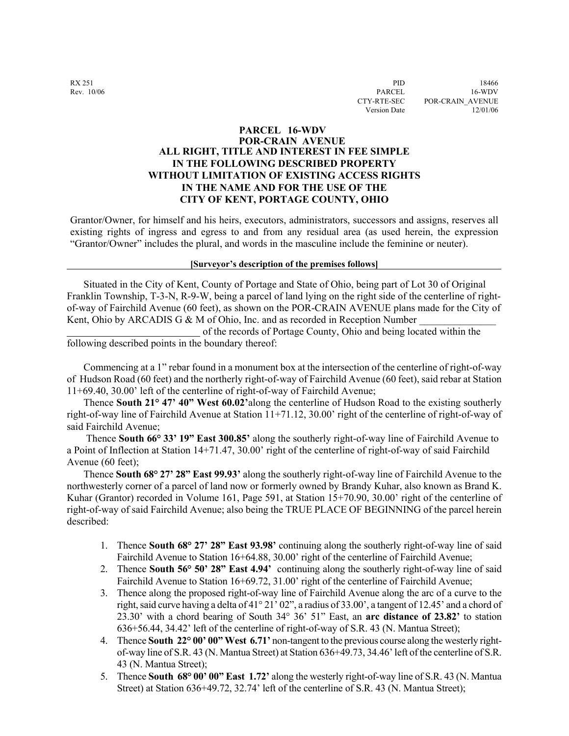RX 251
Rev. 10/06

PID 18466
PARCEL 16-WDV
CTY-RTE-SEC POR-CRAIN_AVENUE
Version Date 12/01/06

**PARCEL 16-WDV**
**POR-CRAIN AVENUE**
**ALL RIGHT, TITLE AND INTEREST IN FEE SIMPLE**
**IN THE FOLLOWING DESCRIBED PROPERTY**
**WITHOUT LIMITATION OF EXISTING ACCESS RIGHTS**
**IN THE NAME AND FOR THE USE OF THE**
**CITY OF KENT, PORTAGE COUNTY, OHIO**

Grantor/Owner, for himself and his heirs, executors, administrators, successors and assigns, reserves all existing rights of ingress and egress to and from any residual area (as used herein, the expression "Grantor/Owner" includes the plural, and words in the masculine include the feminine or neuter).

**[Surveyor's description of the premises follows]**

Situated in the City of Kent, County of Portage and State of Ohio, being part of Lot 30 of Original Franklin Township, T-3-N, R-9-W, being a parcel of land lying on the right side of the centerline of right-of-way of Fairchild Avenue (60 feet), as shown on the POR-CRAIN AVENUE plans made for the City of Kent, Ohio by ARCADIS G & M of Ohio, Inc. and as recorded in Reception Number ________________ __________________________ of the records of Portage County, Ohio and being located within the following described points in the boundary thereof:

Commencing at a 1" rebar found in a monument box at the intersection of the centerline of right-of-way of Hudson Road (60 feet) and the northerly right-of-way of Fairchild Avenue (60 feet), said rebar at Station 11+69.40, 30.00' left of the centerline of right-of-way of Fairchild Avenue;

Thence **South 21° 47' 40" West 60.02'** along the centerline of Hudson Road to the existing southerly right-of-way line of Fairchild Avenue at Station 11+71.12, 30.00' right of the centerline of right-of-way of said Fairchild Avenue;

Thence **South 66° 33' 19" East 300.85'** along the southerly right-of-way line of Fairchild Avenue to a Point of Inflection at Station 14+71.47, 30.00' right of the centerline of right-of-way of said Fairchild Avenue (60 feet);

Thence **South 68° 27' 28" East 99.93'** along the southerly right-of-way line of Fairchild Avenue to the northwesterly corner of a parcel of land now or formerly owned by Brandy Kuhar, also known as Brand K. Kuhar (Grantor) recorded in Volume 161, Page 591, at Station 15+70.90, 30.00' right of the centerline of right-of-way of said Fairchild Avenue; also being the TRUE PLACE OF BEGINNING of the parcel herein described:

1. Thence **South 68° 27' 28" East 93.98'** continuing along the southerly right-of-way line of said Fairchild Avenue to Station 16+64.88, 30.00' right of the centerline of Fairchild Avenue;
2. Thence **South 56° 50' 28" East 4.94'** continuing along the southerly right-of-way line of said Fairchild Avenue to Station 16+69.72, 31.00' right of the centerline of Fairchild Avenue;
3. Thence along the proposed right-of-way line of Fairchild Avenue along the arc of a curve to the right, said curve having a delta of 41° 21' 02", a radius of 33.00', a tangent of 12.45' and a chord of 23.30' with a chord bearing of South 34° 36' 51" East, an **arc distance of 23.82'** to station 636+56.44, 34.42' left of the centerline of right-of-way of S.R. 43 (N. Mantua Street);
4. Thence **South 22° 00' 00" West 6.71'** non-tangent to the previous course along the westerly right-of-way line of S.R. 43 (N. Mantua Street) at Station 636+49.73, 34.46' left of the centerline of S.R. 43 (N. Mantua Street);
5. Thence **South 68° 00' 00" East 1.72'** along the westerly right-of-way line of S.R. 43 (N. Mantua Street) at Station 636+49.72, 32.74' left of the centerline of S.R. 43 (N. Mantua Street);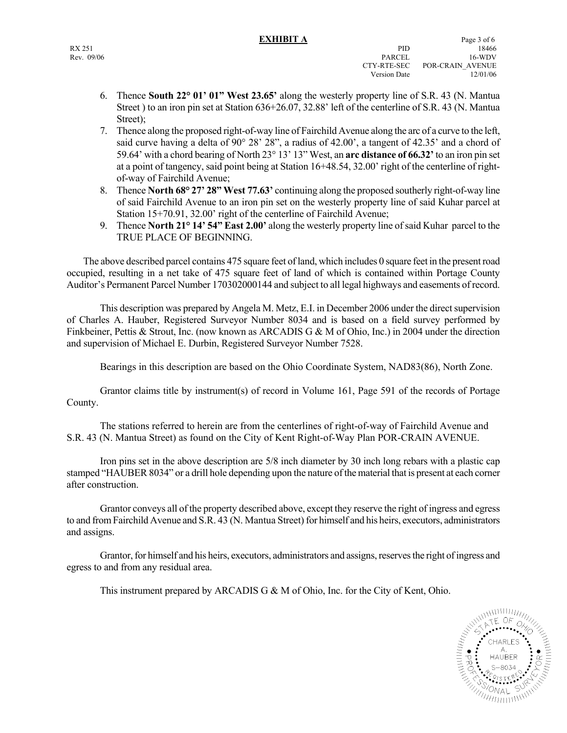## EXHIBIT A

RX 251
Rev. 09/06

PID 18466
PARCEL 16-WDV
CTY-RTE-SEC POR-CRAIN_AVENUE
Version Date 12/01/06

6. Thence **South 22° 01' 01" West 23.65'** along the westerly property line of S.R. 43 (N. Mantua Street ) to an iron pin set at Station 636+26.07, 32.88' left of the centerline of S.R. 43 (N. Mantua Street);
7. Thence along the proposed right-of-way line of Fairchild Avenue along the arc of a curve to the left, said curve having a delta of 90° 28' 28", a radius of 42.00', a tangent of 42.35' and a chord of 59.64' with a chord bearing of North 23° 13' 13" West, an **arc distance of 66.32'** to an iron pin set at a point of tangency, said point being at Station 16+48.54, 32.00' right of the centerline of right-of-way of Fairchild Avenue;
8. Thence **North 68° 27' 28" West 77.63'** continuing along the proposed southerly right-of-way line of said Fairchild Avenue to an iron pin set on the westerly property line of said Kuhar parcel at Station 15+70.91, 32.00' right of the centerline of Fairchild Avenue;
9. Thence **North 21° 14' 54" East 2.00'** along the westerly property line of said Kuhar parcel to the TRUE PLACE OF BEGINNING.

The above described parcel contains 475 square feet of land, which includes 0 square feet in the present road occupied, resulting in a net take of 475 square feet of land of which is contained within Portage County Auditor's Permanent Parcel Number 170302000144 and subject to all legal highways and easements of record.

This description was prepared by Angela M. Metz, E.I. in December 2006 under the direct supervision of Charles A. Hauber, Registered Surveyor Number 8034 and is based on a field survey performed by Finkbeiner, Pettis & Strout, Inc. (now known as ARCADIS G & M of Ohio, Inc.) in 2004 under the direction and supervision of Michael E. Durbin, Registered Surveyor Number 7528.

Bearings in this description are based on the Ohio Coordinate System, NAD83(86), North Zone.

Grantor claims title by instrument(s) of record in Volume 161, Page 591 of the records of Portage County.

The stations referred to herein are from the centerlines of right-of-way of Fairchild Avenue and S.R. 43 (N. Mantua Street) as found on the City of Kent Right-of-Way Plan POR-CRAIN AVENUE.

Iron pins set in the above description are 5/8 inch diameter by 30 inch long rebars with a plastic cap stamped "HAUBER 8034" or a drill hole depending upon the nature of the material that is present at each corner after construction.

Grantor conveys all of the property described above, except they reserve the right of ingress and egress to and from Fairchild Avenue and S.R. 43 (N. Mantua Street) for himself and his heirs, executors, administrators and assigns.

Grantor, for himself and his heirs, executors, administrators and assigns, reserves the right of ingress and egress to and from any residual area.

This instrument prepared by ARCADIS G & M of Ohio, Inc. for the City of Kent, Ohio.

STATE OF OHIO
CHARLES A. HAUBER
S-8034
REGISTERED
PROFESSIONAL SURVEYOR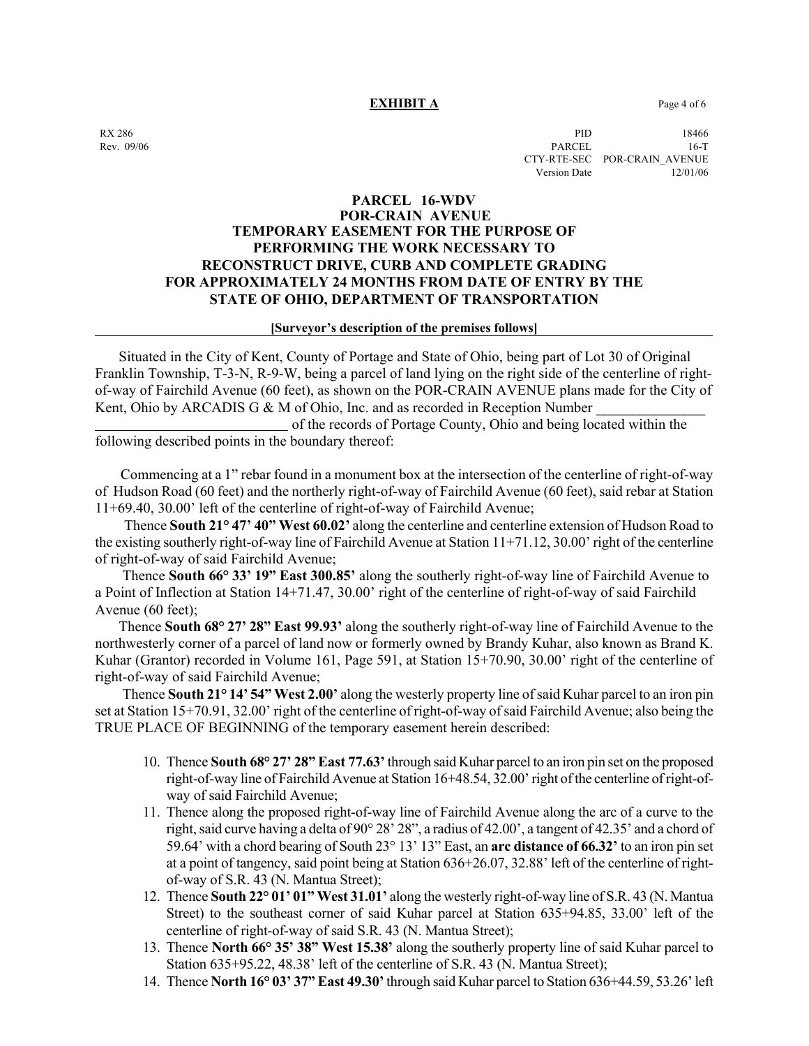**EXHIBIT A**

RX 286 | PID 18466
Rev. 09/06 | PARCEL 16-T
CTY-RTE-SEC POR-CRAIN_AVENUE
Version Date 12/01/06

## PARCEL 16-WDV
## POR-CRAIN AVENUE
## TEMPORARY EASEMENT FOR THE PURPOSE OF PERFORMING THE WORK NECESSARY TO RECONSTRUCT DRIVE, CURB AND COMPLETE GRADING FOR APPROXIMATELY 24 MONTHS FROM DATE OF ENTRY BY THE STATE OF OHIO, DEPARTMENT OF TRANSPORTATION

**[Surveyor's description of the premises follows]**

Situated in the City of Kent, County of Portage and State of Ohio, being part of Lot 30 of Original Franklin Township, T-3-N, R-9-W, being a parcel of land lying on the right side of the centerline of right-of-way of Fairchild Avenue (60 feet), as shown on the POR-CRAIN AVENUE plans made for the City of Kent, Ohio by ARCADIS G & M of Ohio, Inc. and as recorded in Reception Number ______________ __________________________ of the records of Portage County, Ohio and being located within the following described points in the boundary thereof:

Commencing at a 1" rebar found in a monument box at the intersection of the centerline of right-of-way of Hudson Road (60 feet) and the northerly right-of-way of Fairchild Avenue (60 feet), said rebar at Station 11+69.40, 30.00' left of the centerline of right-of-way of Fairchild Avenue;

Thence **South 21° 47' 40" West 60.02'** along the centerline and centerline extension of Hudson Road to the existing southerly right-of-way line of Fairchild Avenue at Station 11+71.12, 30.00' right of the centerline of right-of-way of said Fairchild Avenue;

Thence **South 66° 33' 19" East 300.85'** along the southerly right-of-way line of Fairchild Avenue to a Point of Inflection at Station 14+71.47, 30.00' right of the centerline of right-of-way of said Fairchild Avenue (60 feet);

Thence **South 68° 27' 28" East 99.93'** along the southerly right-of-way line of Fairchild Avenue to the northwesterly corner of a parcel of land now or formerly owned by Brandy Kuhar, also known as Brand K. Kuhar (Grantor) recorded in Volume 161, Page 591, at Station 15+70.90, 30.00' right of the centerline of right-of-way of said Fairchild Avenue;

Thence **South 21° 14' 54" West 2.00'** along the westerly property line of said Kuhar parcel to an iron pin set at Station 15+70.91, 32.00' right of the centerline of right-of-way of said Fairchild Avenue; also being the TRUE PLACE OF BEGINNING of the temporary easement herein described:

10. Thence **South 68° 27' 28" East 77.63'** through said Kuhar parcel to an iron pin set on the proposed right-of-way line of Fairchild Avenue at Station 16+48.54, 32.00' right of the centerline of right-of-way of said Fairchild Avenue;
11. Thence along the proposed right-of-way line of Fairchild Avenue along the arc of a curve to the right, said curve having a delta of 90° 28' 28", a radius of 42.00', a tangent of 42.35' and a chord of 59.64' with a chord bearing of South 23° 13' 13" East, an **arc distance of 66.32'** to an iron pin set at a point of tangency, said point being at Station 636+26.07, 32.88' left of the centerline of right-of-way of S.R. 43 (N. Mantua Street);
12. Thence **South 22° 01' 01" West 31.01'** along the westerly right-of-way line of S.R. 43 (N. Mantua Street) to the southeast corner of said Kuhar parcel at Station 635+94.85, 33.00' left of the centerline of right-of-way of said S.R. 43 (N. Mantua Street);
13. Thence **North 66° 35' 38" West 15.38'** along the southerly property line of said Kuhar parcel to Station 635+95.22, 48.38' left of the centerline of S.R. 43 (N. Mantua Street);
14. Thence **North 16° 03' 37" East 49.30'** through said Kuhar parcel to Station 636+44.59, 53.26' left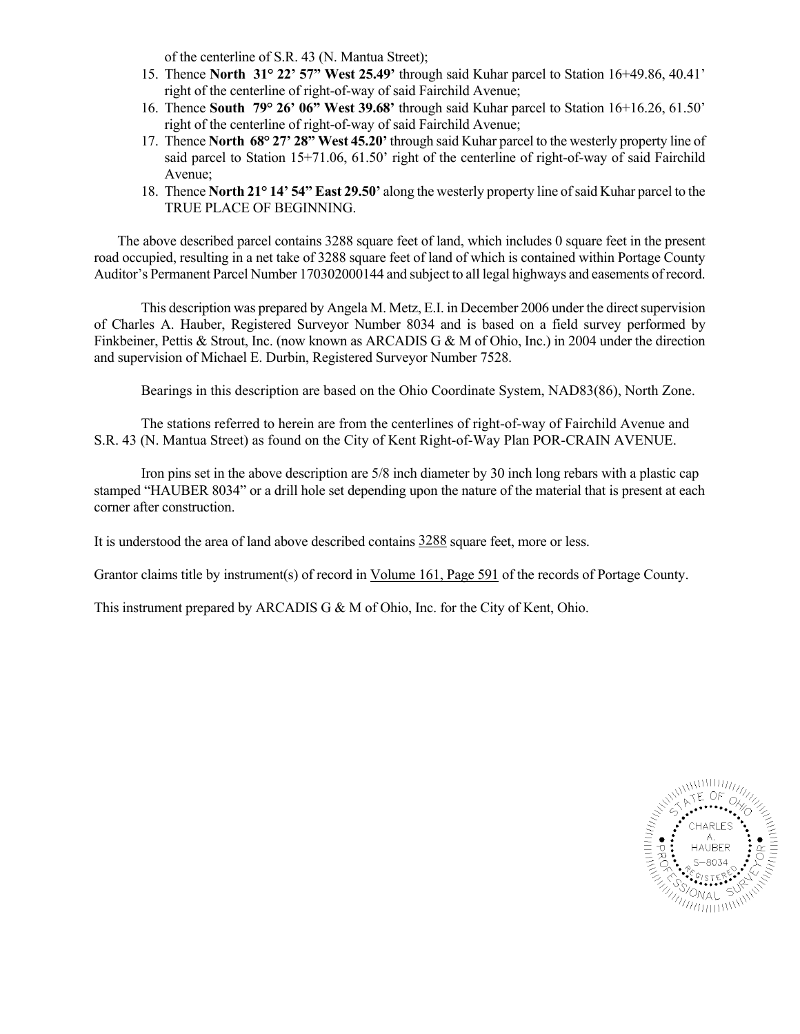of the centerline of S.R. 43 (N. Mantua Street);

15. Thence **North 31° 22' 57" West 25.49'** through said Kuhar parcel to Station 16+49.86, 40.41' right of the centerline of right-of-way of said Fairchild Avenue;
16. Thence **South 79° 26' 06" West 39.68'** through said Kuhar parcel to Station 16+16.26, 61.50' right of the centerline of right-of-way of said Fairchild Avenue;
17. Thence **North 68° 27' 28" West 45.20'** through said Kuhar parcel to the westerly property line of said parcel to Station 15+71.06, 61.50' right of the centerline of right-of-way of said Fairchild Avenue;
18. Thence **North 21° 14' 54" East 29.50'** along the westerly property line of said Kuhar parcel to the TRUE PLACE OF BEGINNING.

The above described parcel contains 3288 square feet of land, which includes 0 square feet in the present road occupied, resulting in a net take of 3288 square feet of land of which is contained within Portage County Auditor's Permanent Parcel Number 170302000144 and subject to all legal highways and easements of record.

This description was prepared by Angela M. Metz, E.I. in December 2006 under the direct supervision of Charles A. Hauber, Registered Surveyor Number 8034 and is based on a field survey performed by Finkbeiner, Pettis & Strout, Inc. (now known as ARCADIS G & M of Ohio, Inc.) in 2004 under the direction and supervision of Michael E. Durbin, Registered Surveyor Number 7528.

Bearings in this description are based on the Ohio Coordinate System, NAD83(86), North Zone.

The stations referred to herein are from the centerlines of right-of-way of Fairchild Avenue and S.R. 43 (N. Mantua Street) as found on the City of Kent Right-of-Way Plan POR-CRAIN AVENUE.

Iron pins set in the above description are 5/8 inch diameter by 30 inch long rebars with a plastic cap stamped "HAUBER 8034" or a drill hole set depending upon the nature of the material that is present at each corner after construction.

It is understood the area of land above described contains 3288 square feet, more or less.

Grantor claims title by instrument(s) of record in Volume 161, Page 591 of the records of Portage County.

This instrument prepared by ARCADIS G & M of Ohio, Inc. for the City of Kent, Ohio.

STATE OF OHIO
CHARLES A. HAUBER
S-8034
REGISTERED
PROFESSIONAL SURVEYOR